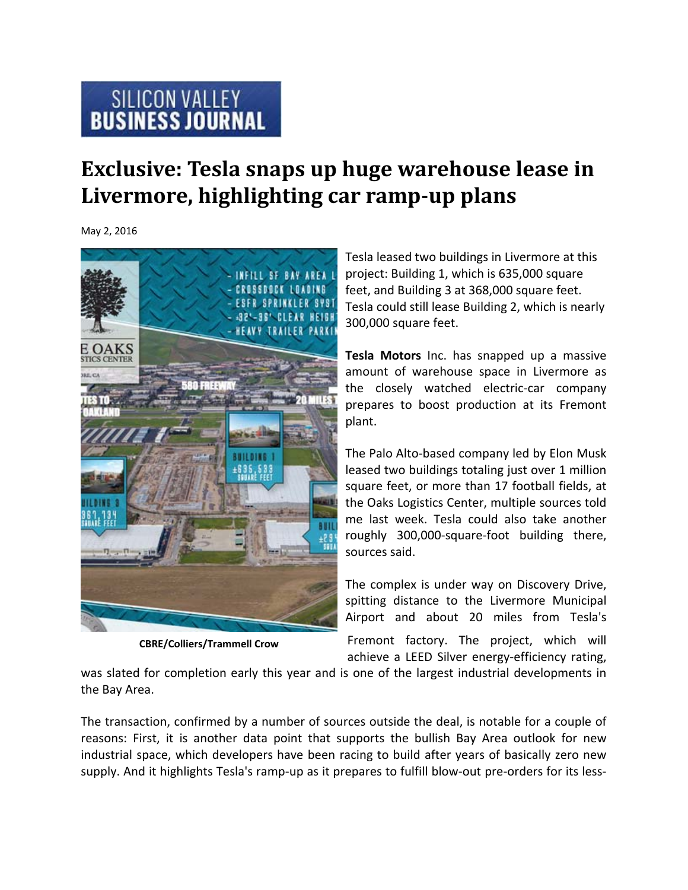SILICON VALLEY
**BUSINESS JOURNAL**

# Exclusive: Tesla snaps up huge warehouse lease in Livermore, highlighting car ramp-up plans

May 2, 2016

CBRE/Colliers/Trammell Crow

Tesla leased two buildings in Livermore at this project: Building 1, which is 635,000 square feet, and Building 3 at 368,000 square feet. Tesla could still lease Building 2, which is nearly 300,000 square feet.

**Tesla Motors** Inc. has snapped up a massive amount of warehouse space in Livermore as the closely watched electric-car company prepares to boost production at its Fremont plant.

The Palo Alto-based company led by Elon Musk leased two buildings totaling just over 1 million square feet, or more than 17 football fields, at the Oaks Logistics Center, multiple sources told me last week. Tesla could also take another roughly 300,000-square-foot building there, sources said.

The complex is under way on Discovery Drive, spitting distance to the Livermore Municipal Airport and about 20 miles from Tesla's Fremont factory. The project, which will achieve a LEED Silver energy-efficiency rating, was slated for completion early this year and is one of the largest industrial developments in the Bay Area.

The transaction, confirmed by a number of sources outside the deal, is notable for a couple of reasons: First, it is another data point that supports the bullish Bay Area outlook for new industrial space, which developers have been racing to build after years of basically zero new supply. And it highlights Tesla's ramp-up as it prepares to fulfill blow-out pre-orders for its less-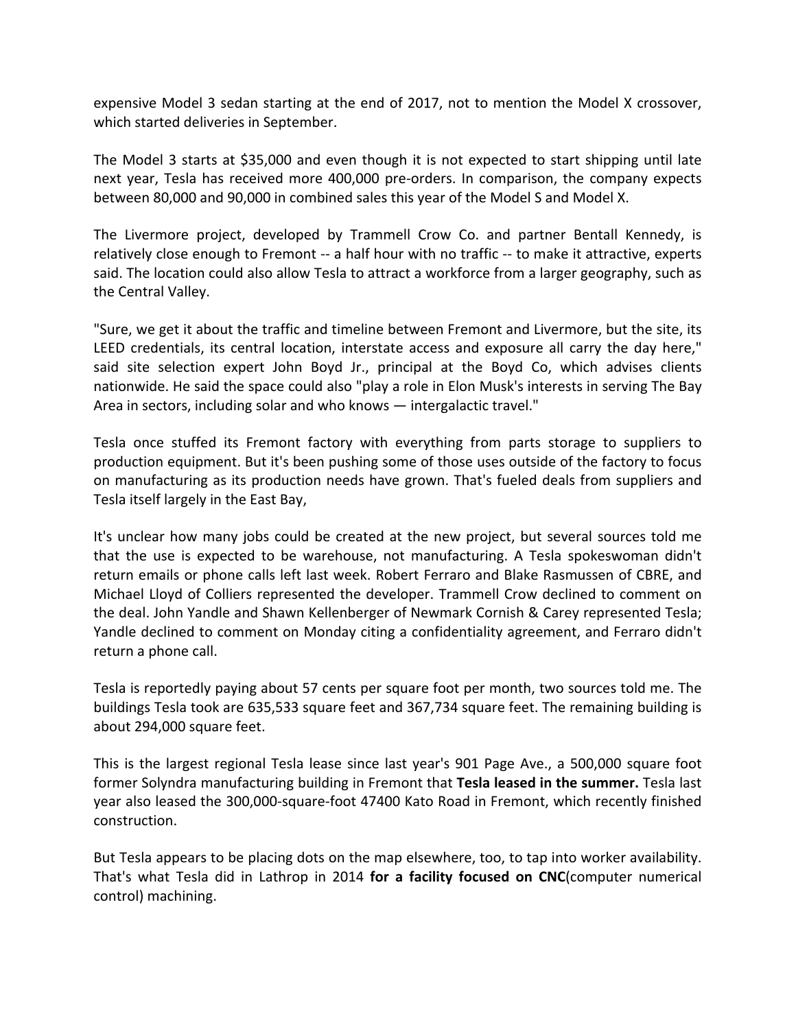expensive Model 3 sedan starting at the end of 2017, not to mention the Model X crossover, which started deliveries in September.

The Model 3 starts at $35,000 and even though it is not expected to start shipping until late next year, Tesla has received more 400,000 pre-orders. In comparison, the company expects between 80,000 and 90,000 in combined sales this year of the Model S and Model X.

The Livermore project, developed by Trammell Crow Co. and partner Bentall Kennedy, is relatively close enough to Fremont -- a half hour with no traffic -- to make it attractive, experts said. The location could also allow Tesla to attract a workforce from a larger geography, such as the Central Valley.

"Sure, we get it about the traffic and timeline between Fremont and Livermore, but the site, its LEED credentials, its central location, interstate access and exposure all carry the day here," said site selection expert John Boyd Jr., principal at the Boyd Co, which advises clients nationwide. He said the space could also "play a role in Elon Musk's interests in serving The Bay Area in sectors, including solar and who knows — intergalactic travel."

Tesla once stuffed its Fremont factory with everything from parts storage to suppliers to production equipment. But it's been pushing some of those uses outside of the factory to focus on manufacturing as its production needs have grown. That's fueled deals from suppliers and Tesla itself largely in the East Bay,

It's unclear how many jobs could be created at the new project, but several sources told me that the use is expected to be warehouse, not manufacturing. A Tesla spokeswoman didn't return emails or phone calls left last week. Robert Ferraro and Blake Rasmussen of CBRE, and Michael Lloyd of Colliers represented the developer. Trammell Crow declined to comment on the deal. John Yandle and Shawn Kellenberger of Newmark Cornish & Carey represented Tesla; Yandle declined to comment on Monday citing a confidentiality agreement, and Ferraro didn't return a phone call.

Tesla is reportedly paying about 57 cents per square foot per month, two sources told me. The buildings Tesla took are 635,533 square feet and 367,734 square feet. The remaining building is about 294,000 square feet.

This is the largest regional Tesla lease since last year's 901 Page Ave., a 500,000 square foot former Solyndra manufacturing building in Fremont that **Tesla leased in the summer.** Tesla last year also leased the 300,000-square-foot 47400 Kato Road in Fremont, which recently finished construction.

But Tesla appears to be placing dots on the map elsewhere, too, to tap into worker availability. That's what Tesla did in Lathrop in 2014 **for a facility focused on CNC**(computer numerical control) machining.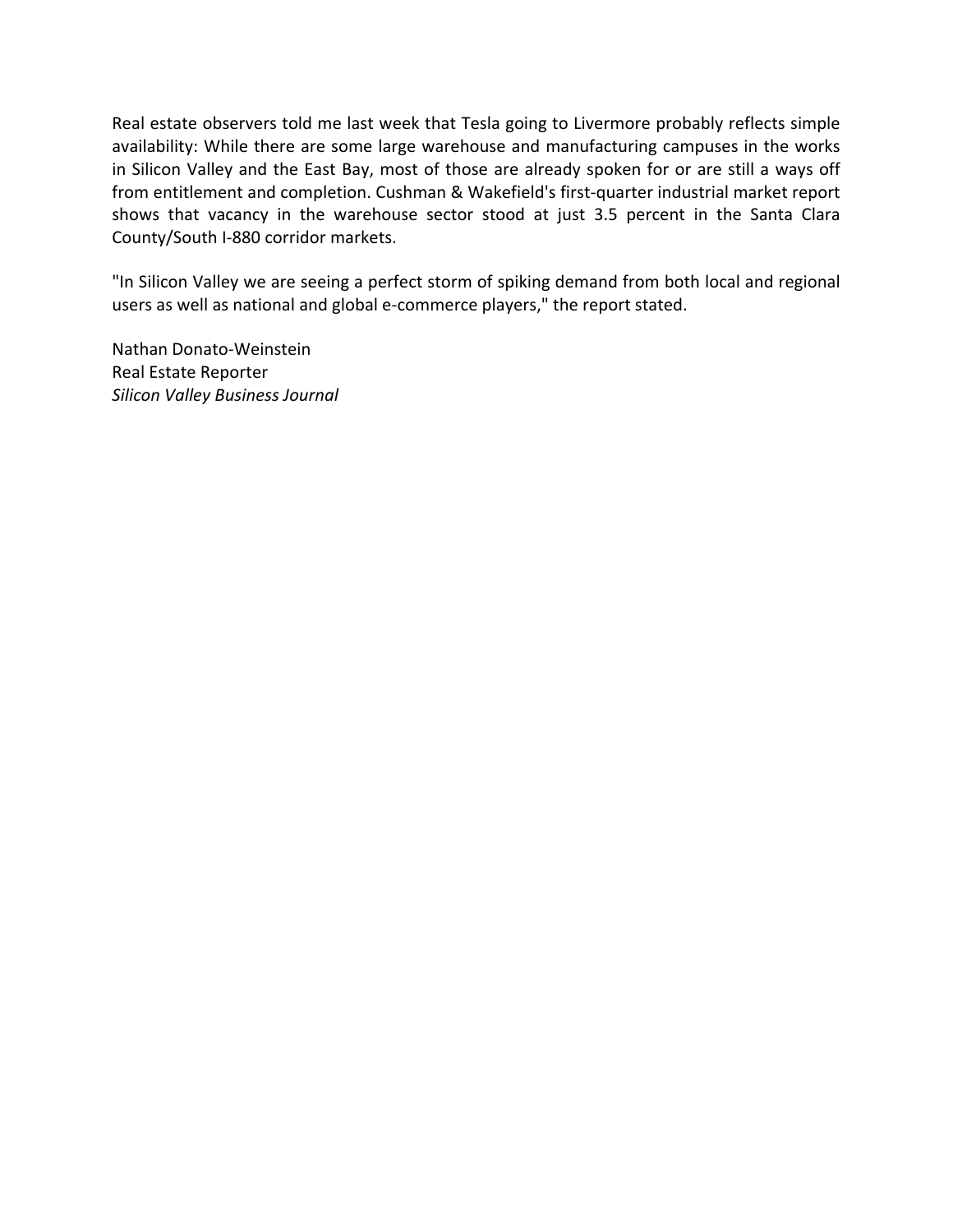Real estate observers told me last week that Tesla going to Livermore probably reflects simple availability: While there are some large warehouse and manufacturing campuses in the works in Silicon Valley and the East Bay, most of those are already spoken for or are still a ways off from entitlement and completion. Cushman & Wakefield's first-quarter industrial market report shows that vacancy in the warehouse sector stood at just 3.5 percent in the Santa Clara County/South I-880 corridor markets.

"In Silicon Valley we are seeing a perfect storm of spiking demand from both local and regional users as well as national and global e-commerce players," the report stated.

Nathan Donato-Weinstein
Real Estate Reporter
*Silicon Valley Business Journal*